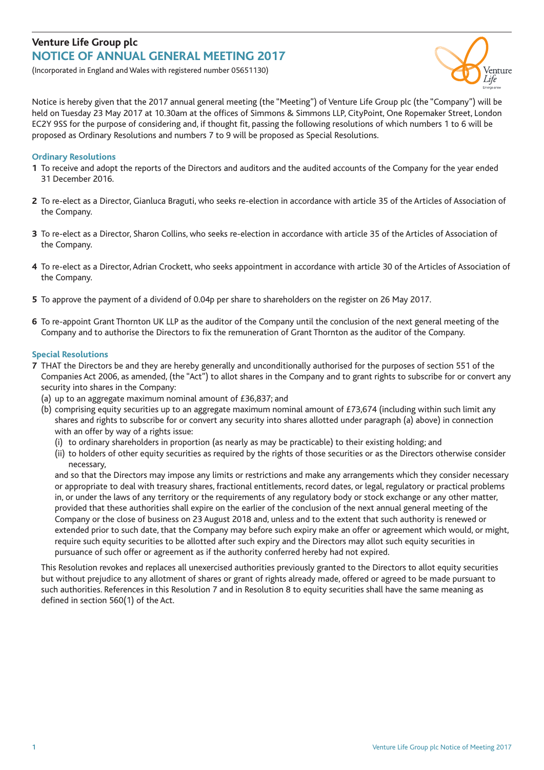# Venture Life Group plc

## NOTICE OF ANNUAL GENERAL MEETING 2017

(Incorporated in England and Wales with registered number 05651130)

Notice is hereby given that the 2017 annual general meeting (the "Meeting") of Venture Life Group plc (the "Company") will be held on Tuesday 23 May 2017 at 10.30am at the offices of Simmons & Simmons LLP, CityPoint, One Ropemaker Street, London EC2Y 9SS for the purpose of considering and, if thought fit, passing the following resolutions of which numbers 1 to 6 will be proposed as Ordinary Resolutions and numbers 7 to 9 will be proposed as Special Resolutions.

### Ordinary Resolutions

**1** To receive and adopt the reports of the Directors and auditors and the audited accounts of the Company for the year ended 31 December 2016.

**2** To re-elect as a Director, Gianluca Braguti, who seeks re-election in accordance with article 35 of the Articles of Association of the Company.

**3** To re-elect as a Director, Sharon Collins, who seeks re-election in accordance with article 35 of the Articles of Association of the Company.

**4** To re-elect as a Director, Adrian Crockett, who seeks appointment in accordance with article 30 of the Articles of Association of the Company.

**5** To approve the payment of a dividend of 0.04p per share to shareholders on the register on 26 May 2017.

**6** To re-appoint Grant Thornton UK LLP as the auditor of the Company until the conclusion of the next general meeting of the Company and to authorise the Directors to fix the remuneration of Grant Thornton as the auditor of the Company.

### Special Resolutions

**7** THAT the Directors be and they are hereby generally and unconditionally authorised for the purposes of section 551 of the Companies Act 2006, as amended, (the "Act") to allot shares in the Company and to grant rights to subscribe for or convert any security into shares in the Company:

(a) up to an aggregate maximum nominal amount of £36,837; and

(b) comprising equity securities up to an aggregate maximum nominal amount of £73,674 (including within such limit any shares and rights to subscribe for or convert any security into shares allotted under paragraph (a) above) in connection with an offer by way of a rights issue:

(i) to ordinary shareholders in proportion (as nearly as may be practicable) to their existing holding; and

(ii) to holders of other equity securities as required by the rights of those securities or as the Directors otherwise consider necessary,

and so that the Directors may impose any limits or restrictions and make any arrangements which they consider necessary or appropriate to deal with treasury shares, fractional entitlements, record dates, or legal, regulatory or practical problems in, or under the laws of any territory or the requirements of any regulatory body or stock exchange or any other matter, provided that these authorities shall expire on the earlier of the conclusion of the next annual general meeting of the Company or the close of business on 23 August 2018 and, unless and to the extent that such authority is renewed or extended prior to such date, that the Company may before such expiry make an offer or agreement which would, or might, require such equity securities to be allotted after such expiry and the Directors may allot such equity securities in pursuance of such offer or agreement as if the authority conferred hereby had not expired.

This Resolution revokes and replaces all unexercised authorities previously granted to the Directors to allot equity securities but without prejudice to any allotment of shares or grant of rights already made, offered or agreed to be made pursuant to such authorities. References in this Resolution 7 and in Resolution 8 to equity securities shall have the same meaning as defined in section 560(1) of the Act.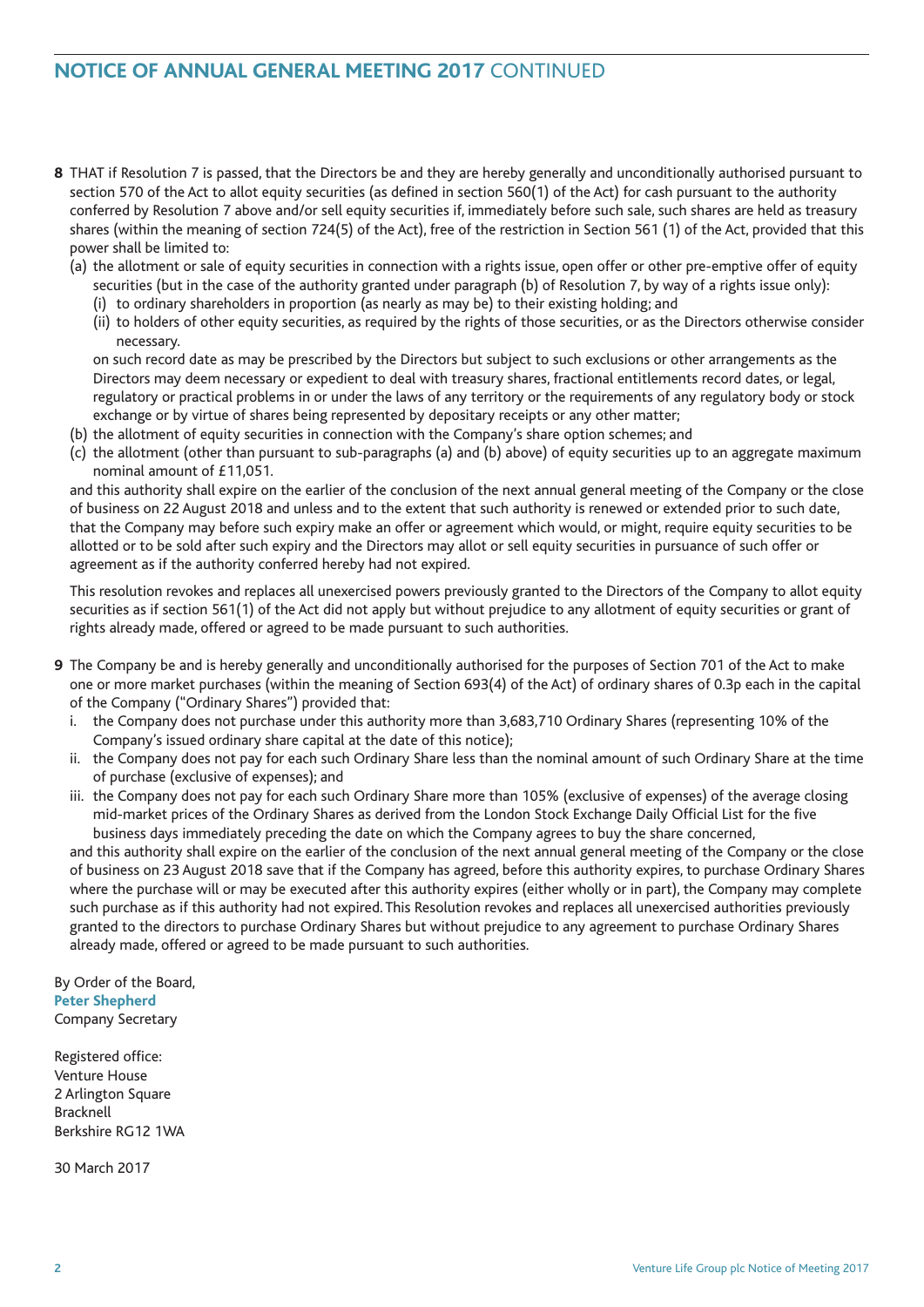## NOTICE OF ANNUAL GENERAL MEETING 2017 CONTINUED

**8** THAT if Resolution 7 is passed, that the Directors be and they are hereby generally and unconditionally authorised pursuant to section 570 of the Act to allot equity securities (as defined in section 560(1) of the Act) for cash pursuant to the authority conferred by Resolution 7 above and/or sell equity securities if, immediately before such sale, such shares are held as treasury shares (within the meaning of section 724(5) of the Act), free of the restriction in Section 561 (1) of the Act, provided that this power shall be limited to:

(a) the allotment or sale of equity securities in connection with a rights issue, open offer or other pre-emptive offer of equity securities (but in the case of the authority granted under paragraph (b) of Resolution 7, by way of a rights issue only):

(i) to ordinary shareholders in proportion (as nearly as may be) to their existing holding; and

(ii) to holders of other equity securities, as required by the rights of those securities, or as the Directors otherwise consider necessary.

on such record date as may be prescribed by the Directors but subject to such exclusions or other arrangements as the Directors may deem necessary or expedient to deal with treasury shares, fractional entitlements record dates, or legal, regulatory or practical problems in or under the laws of any territory or the requirements of any regulatory body or stock exchange or by virtue of shares being represented by depositary receipts or any other matter;

(b) the allotment of equity securities in connection with the Company's share option schemes; and

(c) the allotment (other than pursuant to sub-paragraphs (a) and (b) above) of equity securities up to an aggregate maximum nominal amount of £11,051.

and this authority shall expire on the earlier of the conclusion of the next annual general meeting of the Company or the close of business on 22 August 2018 and unless and to the extent that such authority is renewed or extended prior to such date, that the Company may before such expiry make an offer or agreement which would, or might, require equity securities to be allotted or to be sold after such expiry and the Directors may allot or sell equity securities in pursuance of such offer or agreement as if the authority conferred hereby had not expired.

This resolution revokes and replaces all unexercised powers previously granted to the Directors of the Company to allot equity securities as if section 561(1) of the Act did not apply but without prejudice to any allotment of equity securities or grant of rights already made, offered or agreed to be made pursuant to such authorities.

**9** The Company be and is hereby generally and unconditionally authorised for the purposes of Section 701 of the Act to make one or more market purchases (within the meaning of Section 693(4) of the Act) of ordinary shares of 0.3p each in the capital of the Company ("Ordinary Shares") provided that:

i. the Company does not purchase under this authority more than 3,683,710 Ordinary Shares (representing 10% of the Company's issued ordinary share capital at the date of this notice);

ii. the Company does not pay for each such Ordinary Share less than the nominal amount of such Ordinary Share at the time of purchase (exclusive of expenses); and

iii. the Company does not pay for each such Ordinary Share more than 105% (exclusive of expenses) of the average closing mid-market prices of the Ordinary Shares as derived from the London Stock Exchange Daily Official List for the five business days immediately preceding the date on which the Company agrees to buy the share concerned,

and this authority shall expire on the earlier of the conclusion of the next annual general meeting of the Company or the close of business on 23 August 2018 save that if the Company has agreed, before this authority expires, to purchase Ordinary Shares where the purchase will or may be executed after this authority expires (either wholly or in part), the Company may complete such purchase as if this authority had not expired. This Resolution revokes and replaces all unexercised authorities previously granted to the directors to purchase Ordinary Shares but without prejudice to any agreement to purchase Ordinary Shares already made, offered or agreed to be made pursuant to such authorities.

By Order of the Board,
**Peter Shepherd**
Company Secretary

Registered office:
Venture House
2 Arlington Square
Bracknell
Berkshire RG12 1WA

30 March 2017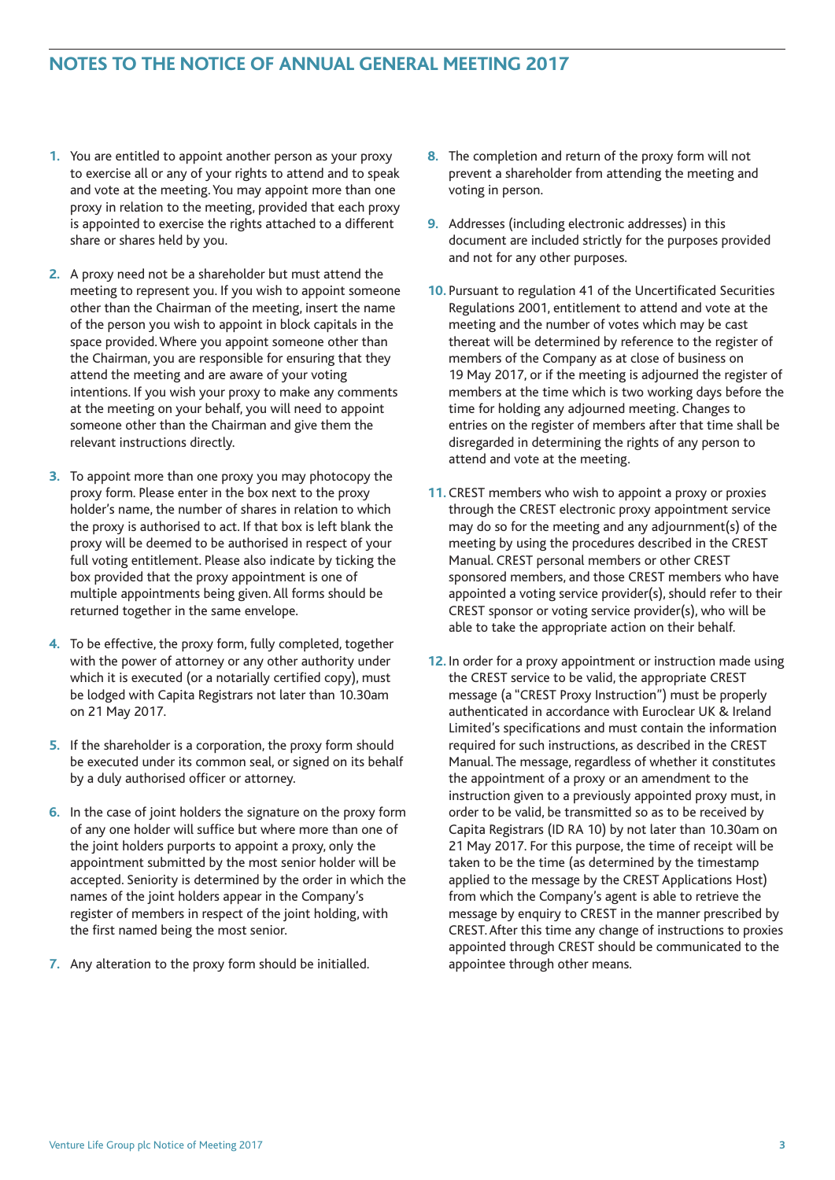## NOTES TO THE NOTICE OF ANNUAL GENERAL MEETING 2017

1. You are entitled to appoint another person as your proxy to exercise all or any of your rights to attend and to speak and vote at the meeting. You may appoint more than one proxy in relation to the meeting, provided that each proxy is appointed to exercise the rights attached to a different share or shares held by you.

2. A proxy need not be a shareholder but must attend the meeting to represent you. If you wish to appoint someone other than the Chairman of the meeting, insert the name of the person you wish to appoint in block capitals in the space provided. Where you appoint someone other than the Chairman, you are responsible for ensuring that they attend the meeting and are aware of your voting intentions. If you wish your proxy to make any comments at the meeting on your behalf, you will need to appoint someone other than the Chairman and give them the relevant instructions directly.

3. To appoint more than one proxy you may photocopy the proxy form. Please enter in the box next to the proxy holder's name, the number of shares in relation to which the proxy is authorised to act. If that box is left blank the proxy will be deemed to be authorised in respect of your full voting entitlement. Please also indicate by ticking the box provided that the proxy appointment is one of multiple appointments being given. All forms should be returned together in the same envelope.

4. To be effective, the proxy form, fully completed, together with the power of attorney or any other authority under which it is executed (or a notarially certified copy), must be lodged with Capita Registrars not later than 10.30am on 21 May 2017.

5. If the shareholder is a corporation, the proxy form should be executed under its common seal, or signed on its behalf by a duly authorised officer or attorney.

6. In the case of joint holders the signature on the proxy form of any one holder will suffice but where more than one of the joint holders purports to appoint a proxy, only the appointment submitted by the most senior holder will be accepted. Seniority is determined by the order in which the names of the joint holders appear in the Company's register of members in respect of the joint holding, with the first named being the most senior.

7. Any alteration to the proxy form should be initialled.

8. The completion and return of the proxy form will not prevent a shareholder from attending the meeting and voting in person.

9. Addresses (including electronic addresses) in this document are included strictly for the purposes provided and not for any other purposes.

10. Pursuant to regulation 41 of the Uncertificated Securities Regulations 2001, entitlement to attend and vote at the meeting and the number of votes which may be cast thereat will be determined by reference to the register of members of the Company as at close of business on 19 May 2017, or if the meeting is adjourned the register of members at the time which is two working days before the time for holding any adjourned meeting. Changes to entries on the register of members after that time shall be disregarded in determining the rights of any person to attend and vote at the meeting.

11. CREST members who wish to appoint a proxy or proxies through the CREST electronic proxy appointment service may do so for the meeting and any adjournment(s) of the meeting by using the procedures described in the CREST Manual. CREST personal members or other CREST sponsored members, and those CREST members who have appointed a voting service provider(s), should refer to their CREST sponsor or voting service provider(s), who will be able to take the appropriate action on their behalf.

12. In order for a proxy appointment or instruction made using the CREST service to be valid, the appropriate CREST message (a "CREST Proxy Instruction") must be properly authenticated in accordance with Euroclear UK & Ireland Limited's specifications and must contain the information required for such instructions, as described in the CREST Manual. The message, regardless of whether it constitutes the appointment of a proxy or an amendment to the instruction given to a previously appointed proxy must, in order to be valid, be transmitted so as to be received by Capita Registrars (ID RA 10) by not later than 10.30am on 21 May 2017. For this purpose, the time of receipt will be taken to be the time (as determined by the timestamp applied to the message by the CREST Applications Host) from which the Company's agent is able to retrieve the message by enquiry to CREST in the manner prescribed by CREST. After this time any change of instructions to proxies appointed through CREST should be communicated to the appointee through other means.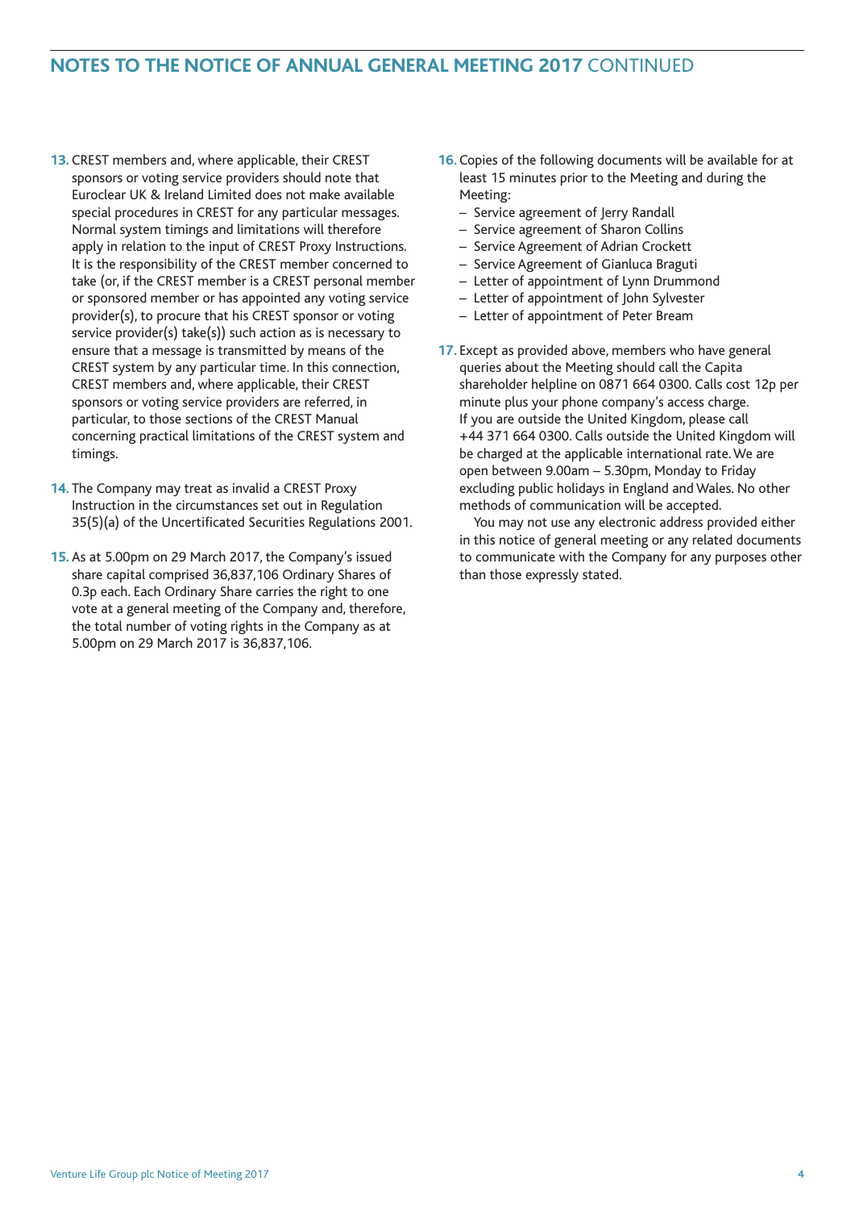## NOTES TO THE NOTICE OF ANNUAL GENERAL MEETING 2017 CONTINUED

**13.** CREST members and, where applicable, their CREST sponsors or voting service providers should note that Euroclear UK & Ireland Limited does not make available special procedures in CREST for any particular messages. Normal system timings and limitations will therefore apply in relation to the input of CREST Proxy Instructions. It is the responsibility of the CREST member concerned to take (or, if the CREST member is a CREST personal member or sponsored member or has appointed any voting service provider(s), to procure that his CREST sponsor or voting service provider(s) take(s)) such action as is necessary to ensure that a message is transmitted by means of the CREST system by any particular time. In this connection, CREST members and, where applicable, their CREST sponsors or voting service providers are referred, in particular, to those sections of the CREST Manual concerning practical limitations of the CREST system and timings.

**14.** The Company may treat as invalid a CREST Proxy Instruction in the circumstances set out in Regulation 35(5)(a) of the Uncertificated Securities Regulations 2001.

**15.** As at 5.00pm on 29 March 2017, the Company's issued share capital comprised 36,837,106 Ordinary Shares of 0.3p each. Each Ordinary Share carries the right to one vote at a general meeting of the Company and, therefore, the total number of voting rights in the Company as at 5.00pm on 29 March 2017 is 36,837,106.

**16.** Copies of the following documents will be available for at least 15 minutes prior to the Meeting and during the Meeting:

- Service agreement of Jerry Randall
- Service agreement of Sharon Collins
- Service Agreement of Adrian Crockett
- Service Agreement of Gianluca Braguti
- Letter of appointment of Lynn Drummond
- Letter of appointment of John Sylvester
- Letter of appointment of Peter Bream

**17.** Except as provided above, members who have general queries about the Meeting should call the Capita shareholder helpline on 0871 664 0300. Calls cost 12p per minute plus your phone company's access charge. If you are outside the United Kingdom, please call +44 371 664 0300. Calls outside the United Kingdom will be charged at the applicable international rate. We are open between 9.00am – 5.30pm, Monday to Friday excluding public holidays in England and Wales. No other methods of communication will be accepted.

You may not use any electronic address provided either in this notice of general meeting or any related documents to communicate with the Company for any purposes other than those expressly stated.